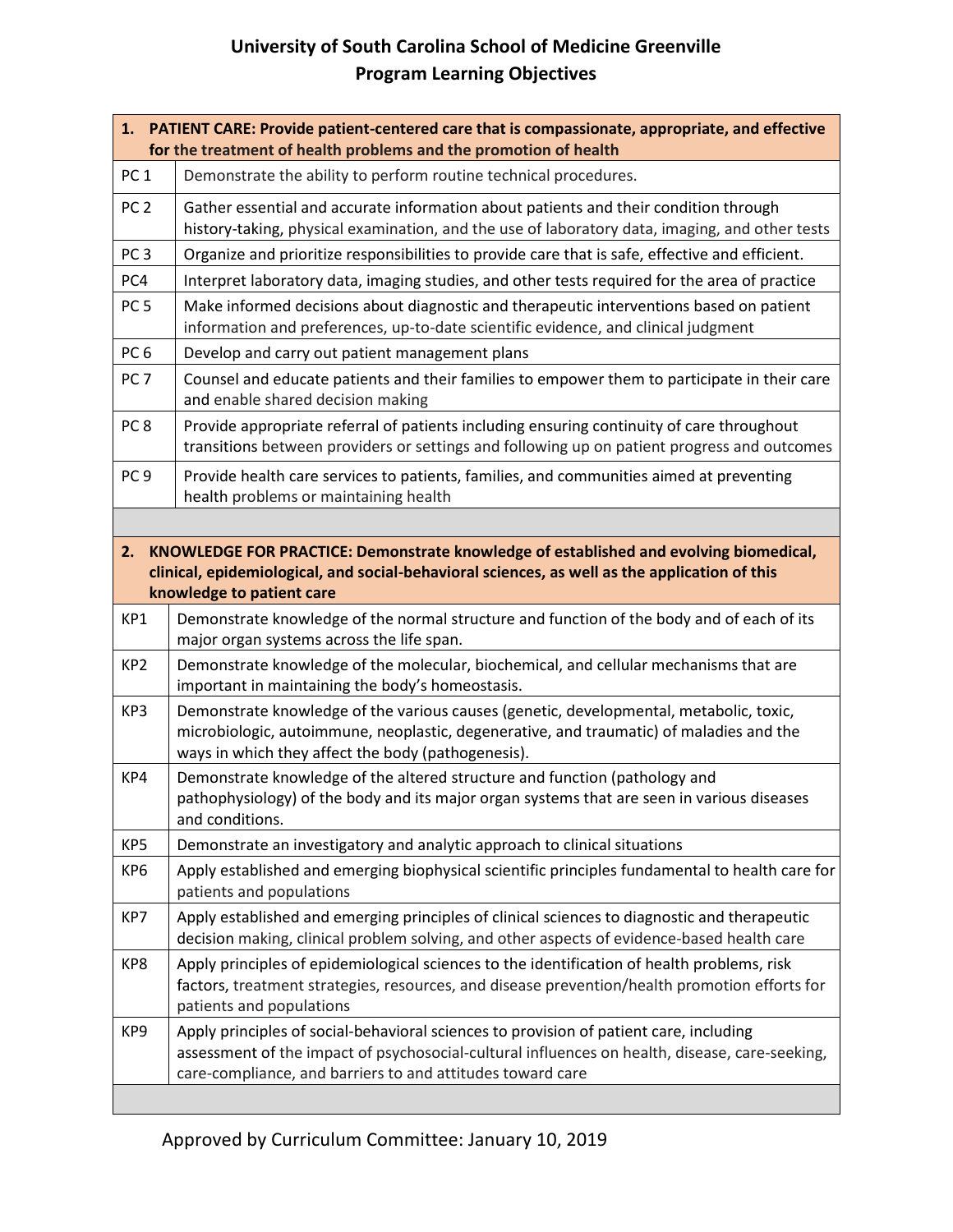# University of South Carolina School of Medicine Greenville

## Program Learning Objectives

| **1. PATIENT CARE: Provide patient-centered care that is compassionate, appropriate, and effective for the treatment of health problems and the promotion of health** | |
|---|---|
| PC 1 | Demonstrate the ability to perform routine technical procedures. |
| PC 2 | Gather essential and accurate information about patients and their condition through history-taking, physical examination, and the use of laboratory data, imaging, and other tests |
| PC 3 | Organize and prioritize responsibilities to provide care that is safe, effective and efficient. |
| PC4 | Interpret laboratory data, imaging studies, and other tests required for the area of practice |
| PC 5 | Make informed decisions about diagnostic and therapeutic interventions based on patient information and preferences, up-to-date scientific evidence, and clinical judgment |
| PC 6 | Develop and carry out patient management plans |
| PC 7 | Counsel and educate patients and their families to empower them to participate in their care and enable shared decision making |
| PC 8 | Provide appropriate referral of patients including ensuring continuity of care throughout transitions between providers or settings and following up on patient progress and outcomes |
| PC 9 | Provide health care services to patients, families, and communities aimed at preventing health problems or maintaining health |

| **2. KNOWLEDGE FOR PRACTICE: Demonstrate knowledge of established and evolving biomedical, clinical, epidemiological, and social-behavioral sciences, as well as the application of this knowledge to patient care** | |
|---|---|
| KP1 | Demonstrate knowledge of the normal structure and function of the body and of each of its major organ systems across the life span. |
| KP2 | Demonstrate knowledge of the molecular, biochemical, and cellular mechanisms that are important in maintaining the body's homeostasis. |
| KP3 | Demonstrate knowledge of the various causes (genetic, developmental, metabolic, toxic, microbiologic, autoimmune, neoplastic, degenerative, and traumatic) of maladies and the ways in which they affect the body (pathogenesis). |
| KP4 | Demonstrate knowledge of the altered structure and function (pathology and pathophysiology) of the body and its major organ systems that are seen in various diseases and conditions. |
| KP5 | Demonstrate an investigatory and analytic approach to clinical situations |
| KP6 | Apply established and emerging biophysical scientific principles fundamental to health care for patients and populations |
| KP7 | Apply established and emerging principles of clinical sciences to diagnostic and therapeutic decision making, clinical problem solving, and other aspects of evidence-based health care |
| KP8 | Apply principles of epidemiological sciences to the identification of health problems, risk factors, treatment strategies, resources, and disease prevention/health promotion efforts for patients and populations |
| KP9 | Apply principles of social-behavioral sciences to provision of patient care, including assessment of the impact of psychosocial-cultural influences on health, disease, care-seeking, care-compliance, and barriers to and attitudes toward care |

Approved by Curriculum Committee: January 10, 2019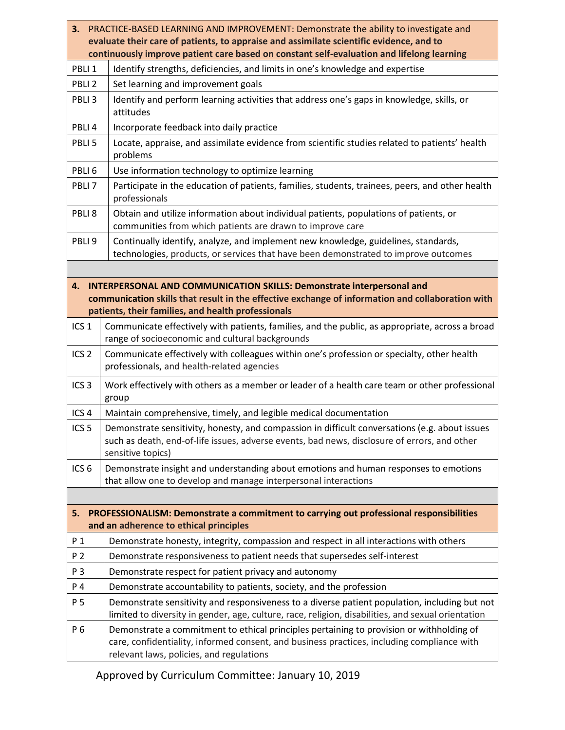| **3. PRACTICE-BASED LEARNING AND IMPROVEMENT: Demonstrate the ability to investigate and evaluate their care of patients, to appraise and assimilate scientific evidence, and to continuously improve patient care based on constant self-evaluation and lifelong learning** | |
|---|---|
| PBLI 1 | Identify strengths, deficiencies, and limits in one's knowledge and expertise |
| PBLI 2 | Set learning and improvement goals |
| PBLI 3 | Identify and perform learning activities that address one's gaps in knowledge, skills, or attitudes |
| PBLI 4 | Incorporate feedback into daily practice |
| PBLI 5 | Locate, appraise, and assimilate evidence from scientific studies related to patients' health problems |
| PBLI 6 | Use information technology to optimize learning |
| PBLI 7 | Participate in the education of patients, families, students, trainees, peers, and other health professionals |
| PBLI 8 | Obtain and utilize information about individual patients, populations of patients, or communities from which patients are drawn to improve care |
| PBLI 9 | Continually identify, analyze, and implement new knowledge, guidelines, standards, technologies, products, or services that have been demonstrated to improve outcomes |

| **4. INTERPERSONAL AND COMMUNICATION SKILLS: Demonstrate interpersonal and communication skills that result in the effective exchange of information and collaboration with patients, their families, and health professionals** | |
|---|---|
| ICS 1 | Communicate effectively with patients, families, and the public, as appropriate, across a broad range of socioeconomic and cultural backgrounds |
| ICS 2 | Communicate effectively with colleagues within one's profession or specialty, other health professionals, and health-related agencies |
| ICS 3 | Work effectively with others as a member or leader of a health care team or other professional group |
| ICS 4 | Maintain comprehensive, timely, and legible medical documentation |
| ICS 5 | Demonstrate sensitivity, honesty, and compassion in difficult conversations (e.g. about issues such as death, end-of-life issues, adverse events, bad news, disclosure of errors, and other sensitive topics) |
| ICS 6 | Demonstrate insight and understanding about emotions and human responses to emotions that allow one to develop and manage interpersonal interactions |

| **5. PROFESSIONALISM: Demonstrate a commitment to carrying out professional responsibilities and an adherence to ethical principles** | |
|---|---|
| P 1 | Demonstrate honesty, integrity, compassion and respect in all interactions with others |
| P 2 | Demonstrate responsiveness to patient needs that supersedes self-interest |
| P 3 | Demonstrate respect for patient privacy and autonomy |
| P 4 | Demonstrate accountability to patients, society, and the profession |
| P 5 | Demonstrate sensitivity and responsiveness to a diverse patient population, including but not limited to diversity in gender, age, culture, race, religion, disabilities, and sexual orientation |
| P 6 | Demonstrate a commitment to ethical principles pertaining to provision or withholding of care, confidentiality, informed consent, and business practices, including compliance with relevant laws, policies, and regulations |

Approved by Curriculum Committee: January 10, 2019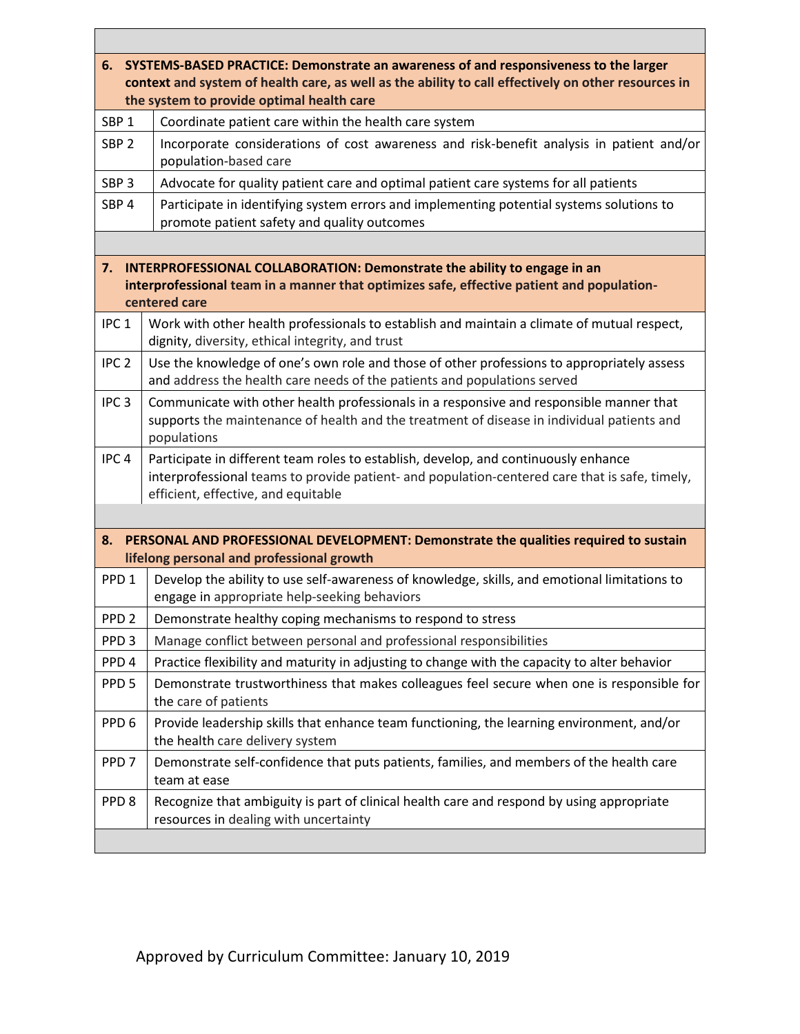| | |
|---|---|
| **6. SYSTEMS-BASED PRACTICE: Demonstrate an awareness of and responsiveness to the larger context and system of health care, as well as the ability to call effectively on other resources in the system to provide optimal health care** | |
| SBP 1 | Coordinate patient care within the health care system |
| SBP 2 | Incorporate considerations of cost awareness and risk-benefit analysis in patient and/or population-based care |
| SBP 3 | Advocate for quality patient care and optimal patient care systems for all patients |
| SBP 4 | Participate in identifying system errors and implementing potential systems solutions to promote patient safety and quality outcomes |

| | |
|---|---|
| **7. INTERPROFESSIONAL COLLABORATION: Demonstrate the ability to engage in an interprofessional team in a manner that optimizes safe, effective patient and population-centered care** | |
| IPC 1 | Work with other health professionals to establish and maintain a climate of mutual respect, dignity, diversity, ethical integrity, and trust |
| IPC 2 | Use the knowledge of one's own role and those of other professions to appropriately assess and address the health care needs of the patients and populations served |
| IPC 3 | Communicate with other health professionals in a responsive and responsible manner that supports the maintenance of health and the treatment of disease in individual patients and populations |
| IPC 4 | Participate in different team roles to establish, develop, and continuously enhance interprofessional teams to provide patient- and population-centered care that is safe, timely, efficient, effective, and equitable |

| | |
|---|---|
| **8. PERSONAL AND PROFESSIONAL DEVELOPMENT: Demonstrate the qualities required to sustain lifelong personal and professional growth** | |
| PPD 1 | Develop the ability to use self-awareness of knowledge, skills, and emotional limitations to engage in appropriate help-seeking behaviors |
| PPD 2 | Demonstrate healthy coping mechanisms to respond to stress |
| PPD 3 | Manage conflict between personal and professional responsibilities |
| PPD 4 | Practice flexibility and maturity in adjusting to change with the capacity to alter behavior |
| PPD 5 | Demonstrate trustworthiness that makes colleagues feel secure when one is responsible for the care of patients |
| PPD 6 | Provide leadership skills that enhance team functioning, the learning environment, and/or the health care delivery system |
| PPD 7 | Demonstrate self-confidence that puts patients, families, and members of the health care team at ease |
| PPD 8 | Recognize that ambiguity is part of clinical health care and respond by using appropriate resources in dealing with uncertainty |

Approved by Curriculum Committee: January 10, 2019